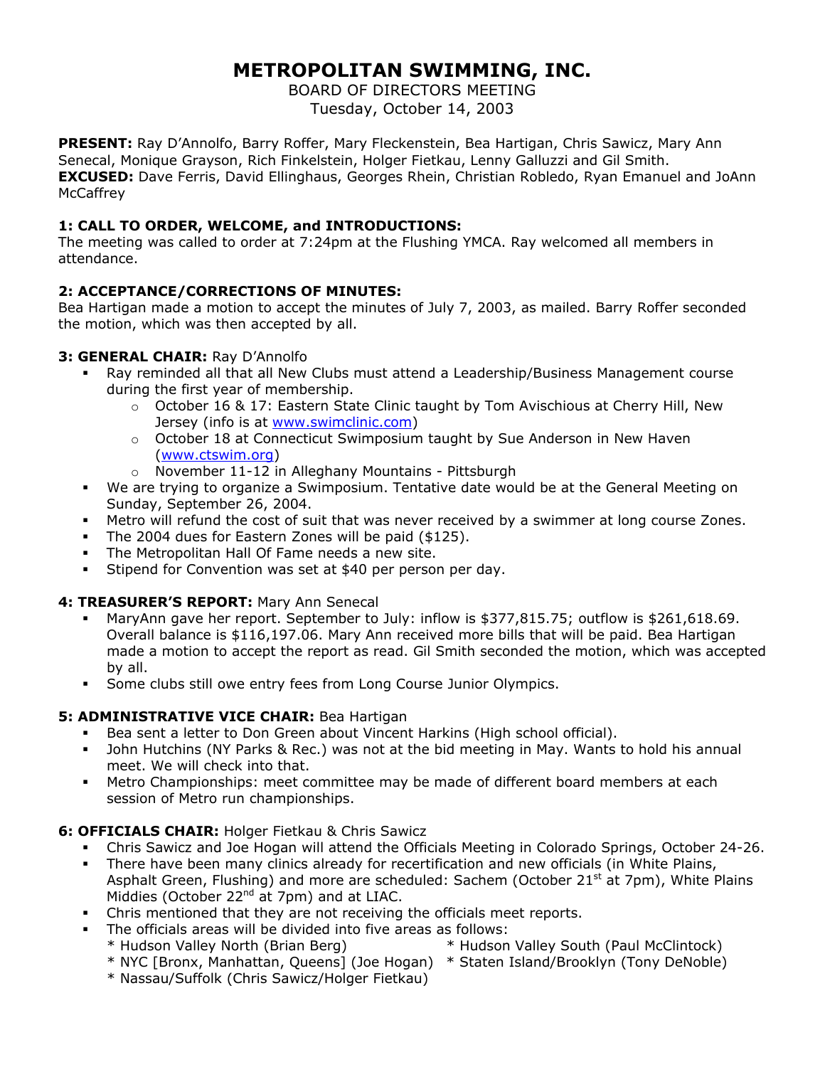# METROPOLITAN SWIMMING, INC.

BOARD OF DIRECTORS MEETING
Tuesday, October 14, 2003

**PRESENT:** Ray D'Annolfo, Barry Roffer, Mary Fleckenstein, Bea Hartigan, Chris Sawicz, Mary Ann Senecal, Monique Grayson, Rich Finkelstein, Holger Fietkau, Lenny Galluzzi and Gil Smith.
**EXCUSED:** Dave Ferris, David Ellinghaus, Georges Rhein, Christian Robledo, Ryan Emanuel and JoAnn McCaffrey

**1: CALL TO ORDER, WELCOME, and INTRODUCTIONS:**
The meeting was called to order at 7:24pm at the Flushing YMCA. Ray welcomed all members in attendance.

**2: ACCEPTANCE/CORRECTIONS OF MINUTES:**
Bea Hartigan made a motion to accept the minutes of July 7, 2003, as mailed. Barry Roffer seconded the motion, which was then accepted by all.

**3: GENERAL CHAIR:** Ray D'Annolfo

- Ray reminded all that all New Clubs must attend a Leadership/Business Management course during the first year of membership.
  - October 16 & 17: Eastern State Clinic taught by Tom Avischious at Cherry Hill, New Jersey (info is at www.swimclinic.com)
  - October 18 at Connecticut Swimposium taught by Sue Anderson in New Haven (www.ctswim.org)
  - November 11-12 in Alleghany Mountains - Pittsburgh
- We are trying to organize a Swimposium. Tentative date would be at the General Meeting on Sunday, September 26, 2004.
- Metro will refund the cost of suit that was never received by a swimmer at long course Zones.
- The 2004 dues for Eastern Zones will be paid ($125).
- The Metropolitan Hall Of Fame needs a new site.
- Stipend for Convention was set at $40 per person per day.

**4: TREASURER'S REPORT:** Mary Ann Senecal

- MaryAnn gave her report. September to July: inflow is $377,815.75; outflow is $261,618.69. Overall balance is $116,197.06. Mary Ann received more bills that will be paid. Bea Hartigan made a motion to accept the report as read. Gil Smith seconded the motion, which was accepted by all.
- Some clubs still owe entry fees from Long Course Junior Olympics.

**5: ADMINISTRATIVE VICE CHAIR:** Bea Hartigan

- Bea sent a letter to Don Green about Vincent Harkins (High school official).
- John Hutchins (NY Parks & Rec.) was not at the bid meeting in May. Wants to hold his annual meet. We will check into that.
- Metro Championships: meet committee may be made of different board members at each session of Metro run championships.

**6: OFFICIALS CHAIR:** Holger Fietkau & Chris Sawicz

- Chris Sawicz and Joe Hogan will attend the Officials Meeting in Colorado Springs, October 24-26.
- There have been many clinics already for recertification and new officials (in White Plains, Asphalt Green, Flushing) and more are scheduled: Sachem (October 21st at 7pm), White Plains Middies (October 22nd at 7pm) and at LIAC.
- Chris mentioned that they are not receiving the officials meet reports.
- The officials areas will be divided into five areas as follows:
  * Hudson Valley North (Brian Berg)
  * Hudson Valley South (Paul McClintock)
  * NYC [Bronx, Manhattan, Queens] (Joe Hogan)
  * Staten Island/Brooklyn (Tony DeNoble)
  * Nassau/Suffolk (Chris Sawicz/Holger Fietkau)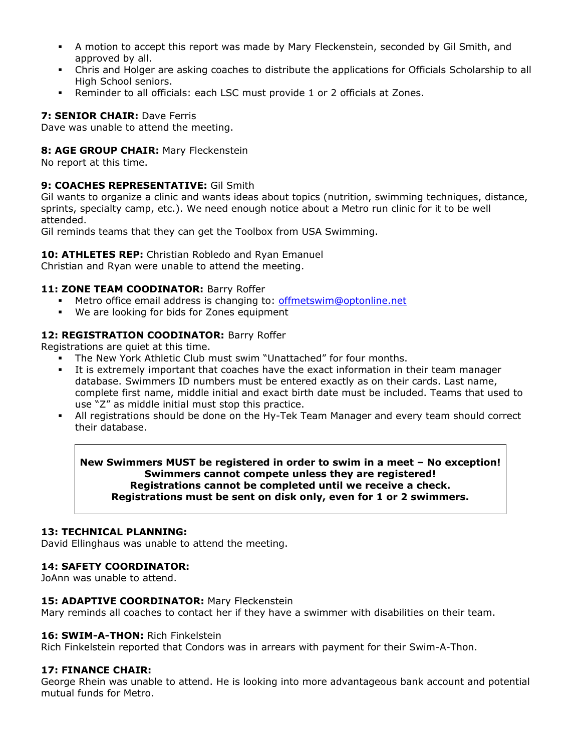- A motion to accept this report was made by Mary Fleckenstein, seconded by Gil Smith, and approved by all.
- Chris and Holger are asking coaches to distribute the applications for Officials Scholarship to all High School seniors.
- Reminder to all officials: each LSC must provide 1 or 2 officials at Zones.

**7: SENIOR CHAIR:** Dave Ferris
Dave was unable to attend the meeting.

**8: AGE GROUP CHAIR:** Mary Fleckenstein
No report at this time.

**9: COACHES REPRESENTATIVE:** Gil Smith
Gil wants to organize a clinic and wants ideas about topics (nutrition, swimming techniques, distance, sprints, specialty camp, etc.). We need enough notice about a Metro run clinic for it to be well attended.
Gil reminds teams that they can get the Toolbox from USA Swimming.

**10: ATHLETES REP:** Christian Robledo and Ryan Emanuel
Christian and Ryan were unable to attend the meeting.

**11: ZONE TEAM COODINATOR:** Barry Roffer

- Metro office email address is changing to: offmetswim@optonline.net
- We are looking for bids for Zones equipment

**12: REGISTRATION COODINATOR:** Barry Roffer
Registrations are quiet at this time.

- The New York Athletic Club must swim "Unattached" for four months.
- It is extremely important that coaches have the exact information in their team manager database. Swimmers ID numbers must be entered exactly as on their cards. Last name, complete first name, middle initial and exact birth date must be included. Teams that used to use "Z" as middle initial must stop this practice.
- All registrations should be done on the Hy-Tek Team Manager and every team should correct their database.

**New Swimmers MUST be registered in order to swim in a meet – No exception!**
**Swimmers cannot compete unless they are registered!**
**Registrations cannot be completed until we receive a check.**
**Registrations must be sent on disk only, even for 1 or 2 swimmers.**

**13: TECHNICAL PLANNING:**
David Ellinghaus was unable to attend the meeting.

**14: SAFETY COORDINATOR:**
JoAnn was unable to attend.

**15: ADAPTIVE COORDINATOR:** Mary Fleckenstein
Mary reminds all coaches to contact her if they have a swimmer with disabilities on their team.

**16: SWIM-A-THON:** Rich Finkelstein
Rich Finkelstein reported that Condors was in arrears with payment for their Swim-A-Thon.

**17: FINANCE CHAIR:**
George Rhein was unable to attend. He is looking into more advantageous bank account and potential mutual funds for Metro.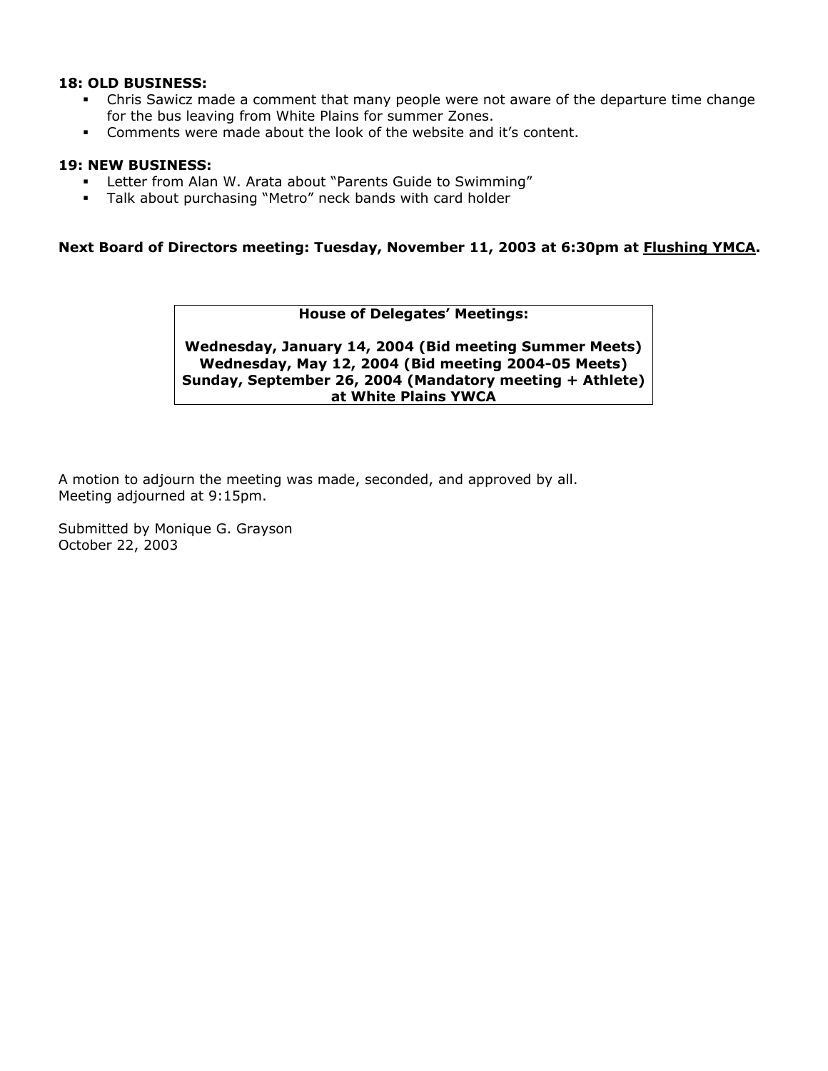**18: OLD BUSINESS:**

- Chris Sawicz made a comment that many people were not aware of the departure time change for the bus leaving from White Plains for summer Zones.
- Comments were made about the look of the website and it's content.

**19: NEW BUSINESS:**

- Letter from Alan W. Arata about "Parents Guide to Swimming"
- Talk about purchasing "Metro" neck bands with card holder

**Next Board of Directors meeting: Tuesday, November 11, 2003 at 6:30pm at Flushing YMCA.**

**House of Delegates' Meetings:**

**Wednesday, January 14, 2004 (Bid meeting Summer Meets)**
**Wednesday, May 12, 2004 (Bid meeting 2004-05 Meets)**
**Sunday, September 26, 2004 (Mandatory meeting + Athlete)**
**at White Plains YWCA**

A motion to adjourn the meeting was made, seconded, and approved by all.
Meeting adjourned at 9:15pm.

Submitted by Monique G. Grayson
October 22, 2003